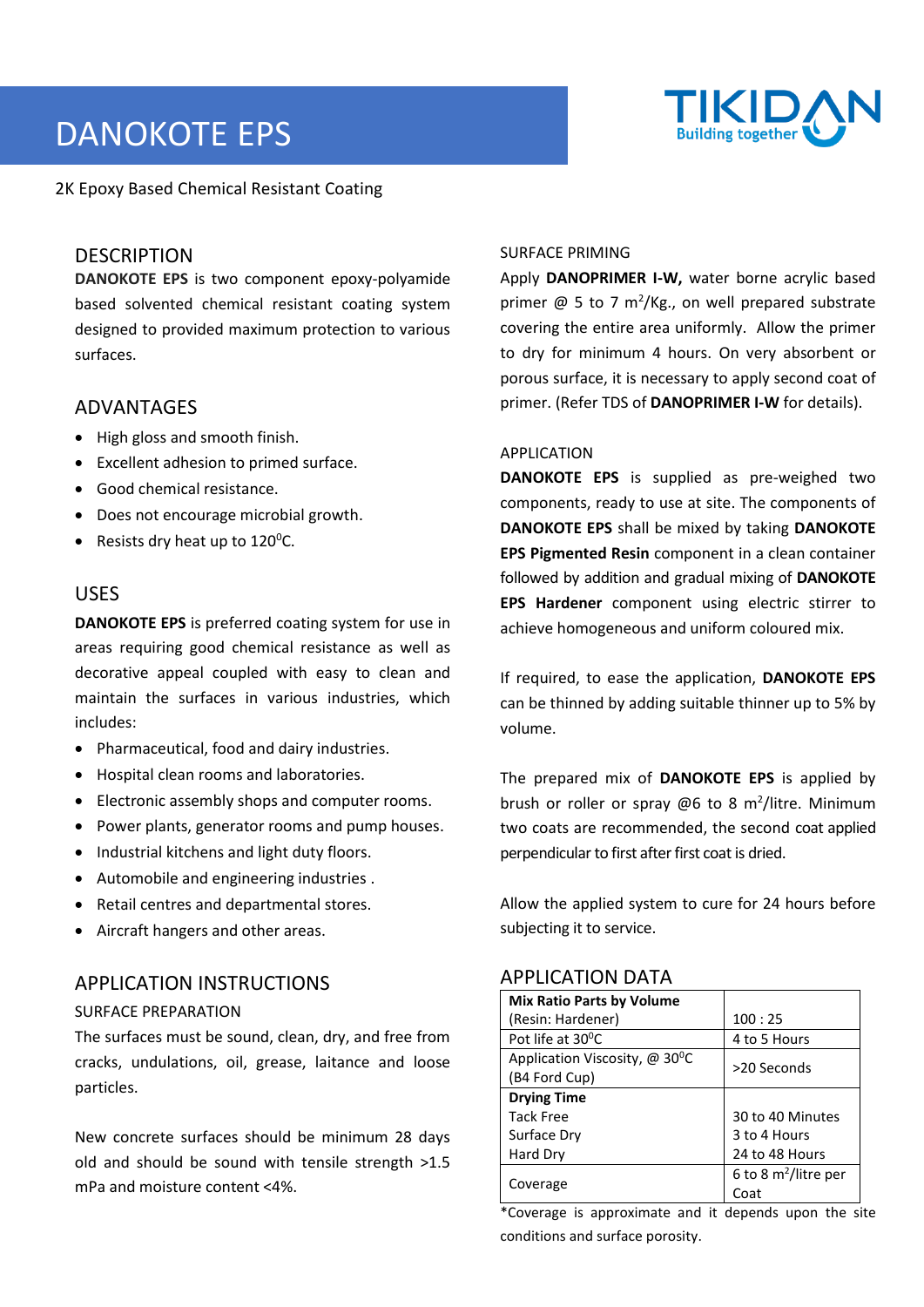# DANOKOTE EPS

2K Epoxy Based Chemical Resistant Coating

## DESCRIPTION

**DANOKOTE EPS** is two component epoxy-polyamide based solvented chemical resistant coating system designed to provided maximum protection to various surfaces.

## ADVANTAGES

- High gloss and smooth finish.
- Excellent adhesion to primed surface.
- Good chemical resistance.
- Does not encourage microbial growth.
- Resists dry heat up to 120$^0$C.

## USES

**DANOKOTE EPS** is preferred coating system for use in areas requiring good chemical resistance as well as decorative appeal coupled with easy to clean and maintain the surfaces in various industries, which includes:

- Pharmaceutical, food and dairy industries.
- Hospital clean rooms and laboratories.
- Electronic assembly shops and computer rooms.
- Power plants, generator rooms and pump houses.
- Industrial kitchens and light duty floors.
- Automobile and engineering industries .
- Retail centres and departmental stores.
- Aircraft hangers and other areas.

## APPLICATION INSTRUCTIONS

### SURFACE PREPARATION

The surfaces must be sound, clean, dry, and free from cracks, undulations, oil, grease, laitance and loose particles.

New concrete surfaces should be minimum 28 days old and should be sound with tensile strength >1.5 mPa and moisture content <4%.

### SURFACE PRIMING

Apply **DANOPRIMER I-W,** water borne acrylic based primer @ 5 to 7 m$^2$/Kg., on well prepared substrate covering the entire area uniformly. Allow the primer to dry for minimum 4 hours. On very absorbent or porous surface, it is necessary to apply second coat of primer. (Refer TDS of **DANOPRIMER I-W** for details).

### APPLICATION

**DANOKOTE EPS** is supplied as pre-weighed two components, ready to use at site. The components of **DANOKOTE EPS** shall be mixed by taking **DANOKOTE EPS Pigmented Resin** component in a clean container followed by addition and gradual mixing of **DANOKOTE EPS Hardener** component using electric stirrer to achieve homogeneous and uniform coloured mix.

If required, to ease the application, **DANOKOTE EPS** can be thinned by adding suitable thinner up to 5% by volume.

The prepared mix of **DANOKOTE EPS** is applied by brush or roller or spray @6 to 8 m$^2$/litre. Minimum two coats are recommended, the second coat applied perpendicular to first after first coat is dried.

Allow the applied system to cure for 24 hours before subjecting it to service.

## APPLICATION DATA

| Property | Value |
|---|---|
| **Mix Ratio Parts by Volume** (Resin: Hardener) | 100 : 25 |
| Pot life at 30$^0$C | 4 to 5 Hours |
| Application Viscosity, @ 30$^0$C (B4 Ford Cup) | >20 Seconds |
| **Drying Time** | |
| Tack Free | 30 to 40 Minutes |
| Surface Dry | 3 to 4 Hours |
| Hard Dry | 24 to 48 Hours |
| Coverage | 6 to 8 m$^2$/litre per Coat |

*Coverage is approximate and it depends upon the site conditions and surface porosity.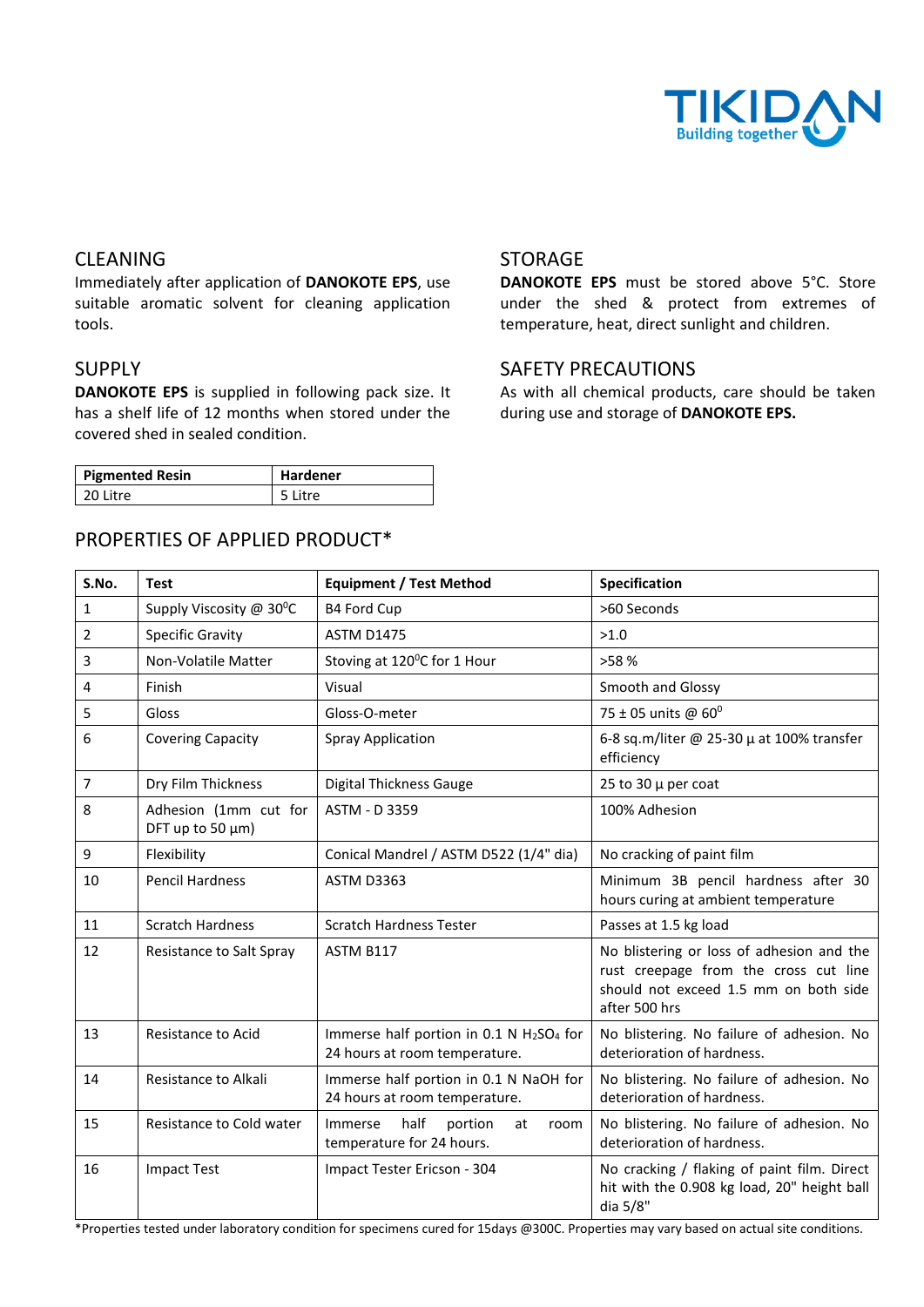## CLEANING

Immediately after application of **DANOKOTE EPS**, use suitable aromatic solvent for cleaning application tools.

## SUPPLY

**DANOKOTE EPS** is supplied in following pack size. It has a shelf life of 12 months when stored under the covered shed in sealed condition.

| Pigmented Resin | Hardener |
|---|---|
| 20 Litre | 5 Litre |

## STORAGE

**DANOKOTE EPS** must be stored above 5°C. Store under the shed & protect from extremes of temperature, heat, direct sunlight and children.

## SAFETY PRECAUTIONS

As with all chemical products, care should be taken during use and storage of **DANOKOTE EPS.**

## PROPERTIES OF APPLIED PRODUCT*

| S.No. | Test | Equipment / Test Method | Specification |
|---|---|---|---|
| 1 | Supply Viscosity @ 30$^0$C | B4 Ford Cup | >60 Seconds |
| 2 | Specific Gravity | ASTM D1475 | >1.0 |
| 3 | Non-Volatile Matter | Stoving at 120$^0$C for 1 Hour | >58 % |
| 4 | Finish | Visual | Smooth and Glossy |
| 5 | Gloss | Gloss-O-meter | 75 ± 05 units @ 60$^0$ |
| 6 | Covering Capacity | Spray Application | 6-8 sq.m/liter @ 25-30 µ at 100% transfer efficiency |
| 7 | Dry Film Thickness | Digital Thickness Gauge | 25 to 30 µ per coat |
| 8 | Adhesion (1mm cut for DFT up to 50 µm) | ASTM - D 3359 | 100% Adhesion |
| 9 | Flexibility | Conical Mandrel / ASTM D522 (1/4" dia) | No cracking of paint film |
| 10 | Pencil Hardness | ASTM D3363 | Minimum 3B pencil hardness after 30 hours curing at ambient temperature |
| 11 | Scratch Hardness | Scratch Hardness Tester | Passes at 1.5 kg load |
| 12 | Resistance to Salt Spray | ASTM B117 | No blistering or loss of adhesion and the rust creepage from the cross cut line should not exceed 1.5 mm on both side after 500 hrs |
| 13 | Resistance to Acid | Immerse half portion in 0.1 N $H_2SO_4$ for 24 hours at room temperature. | No blistering. No failure of adhesion. No deterioration of hardness. |
| 14 | Resistance to Alkali | Immerse half portion in 0.1 N NaOH for 24 hours at room temperature. | No blistering. No failure of adhesion. No deterioration of hardness. |
| 15 | Resistance to Cold water | Immerse half portion at room temperature for 24 hours. | No blistering. No failure of adhesion. No deterioration of hardness. |
| 16 | Impact Test | Impact Tester Ericson - 304 | No cracking / flaking of paint film. Direct hit with the 0.908 kg load, 20" height ball dia 5/8" |

*Properties tested under laboratory condition for specimens cured for 15days @300C. Properties may vary based on actual site conditions.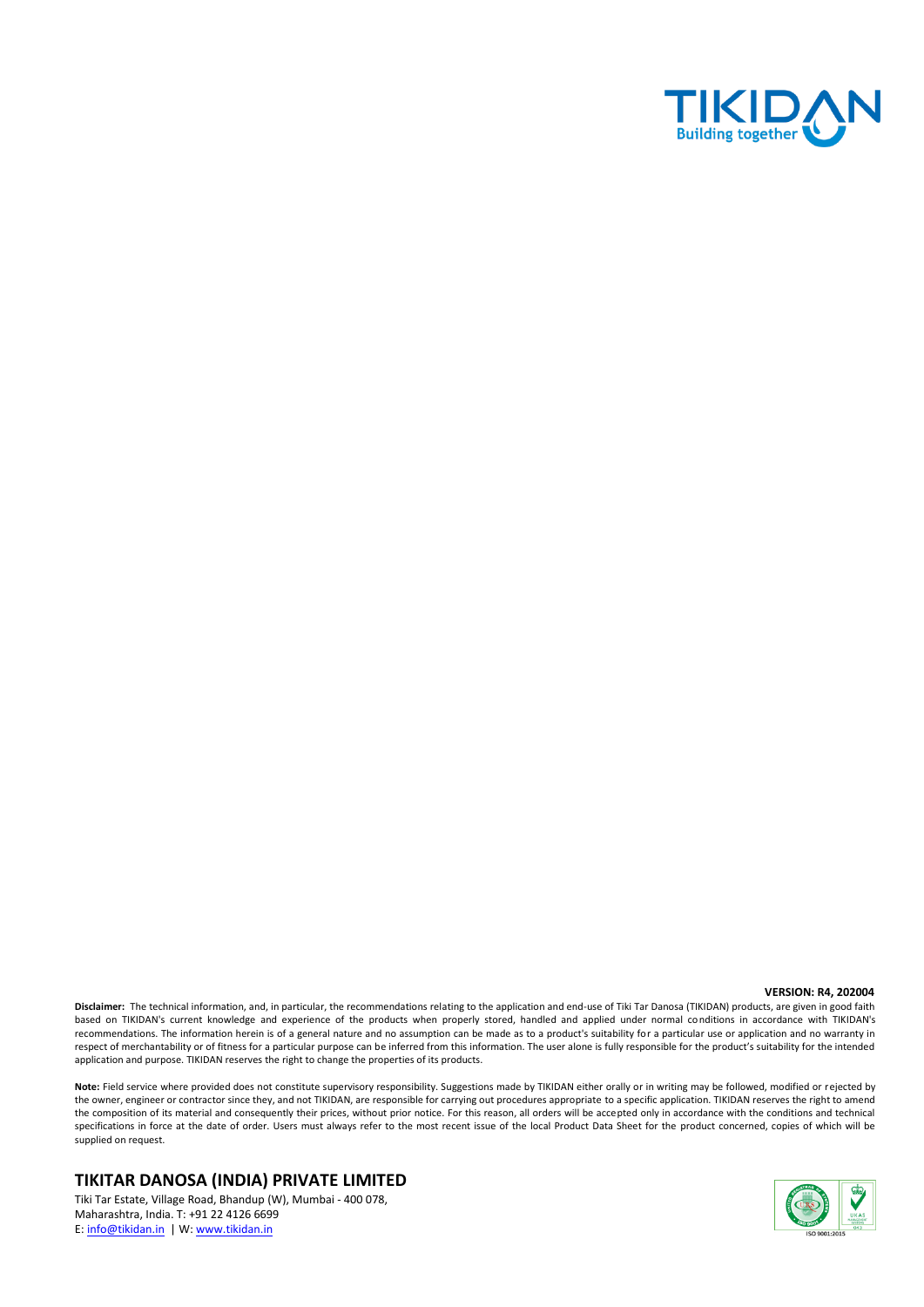**VERSION: R4, 202004**

**Disclaimer:** The technical information, and, in particular, the recommendations relating to the application and end-use of Tiki Tar Danosa (TIKIDAN) products, are given in good faith based on TIKIDAN's current knowledge and experience of the products when properly stored, handled and applied under normal conditions in accordance with TIKIDAN's recommendations. The information herein is of a general nature and no assumption can be made as to a product's suitability for a particular use or application and no warranty in respect of merchantability or of fitness for a particular purpose can be inferred from this information. The user alone is fully responsible for the product's suitability for the intended application and purpose. TIKIDAN reserves the right to change the properties of its products.

**Note:** Field service where provided does not constitute supervisory responsibility. Suggestions made by TIKIDAN either orally or in writing may be followed, modified or rejected by the owner, engineer or contractor since they, and not TIKIDAN, are responsible for carrying out procedures appropriate to a specific application. TIKIDAN reserves the right to amend the composition of its material and consequently their prices, without prior notice. For this reason, all orders will be accepted only in accordance with the conditions and technical specifications in force at the date of order. Users must always refer to the most recent issue of the local Product Data Sheet for the product concerned, copies of which will be supplied on request.

## TIKITAR DANOSA (INDIA) PRIVATE LIMITED

Tiki Tar Estate, Village Road, Bhandup (W), Mumbai - 400 078,
Maharashtra, India. T: +91 22 4126 6699
E: info@tikidan.in | W: www.tikidan.in

ISO 9001:2015